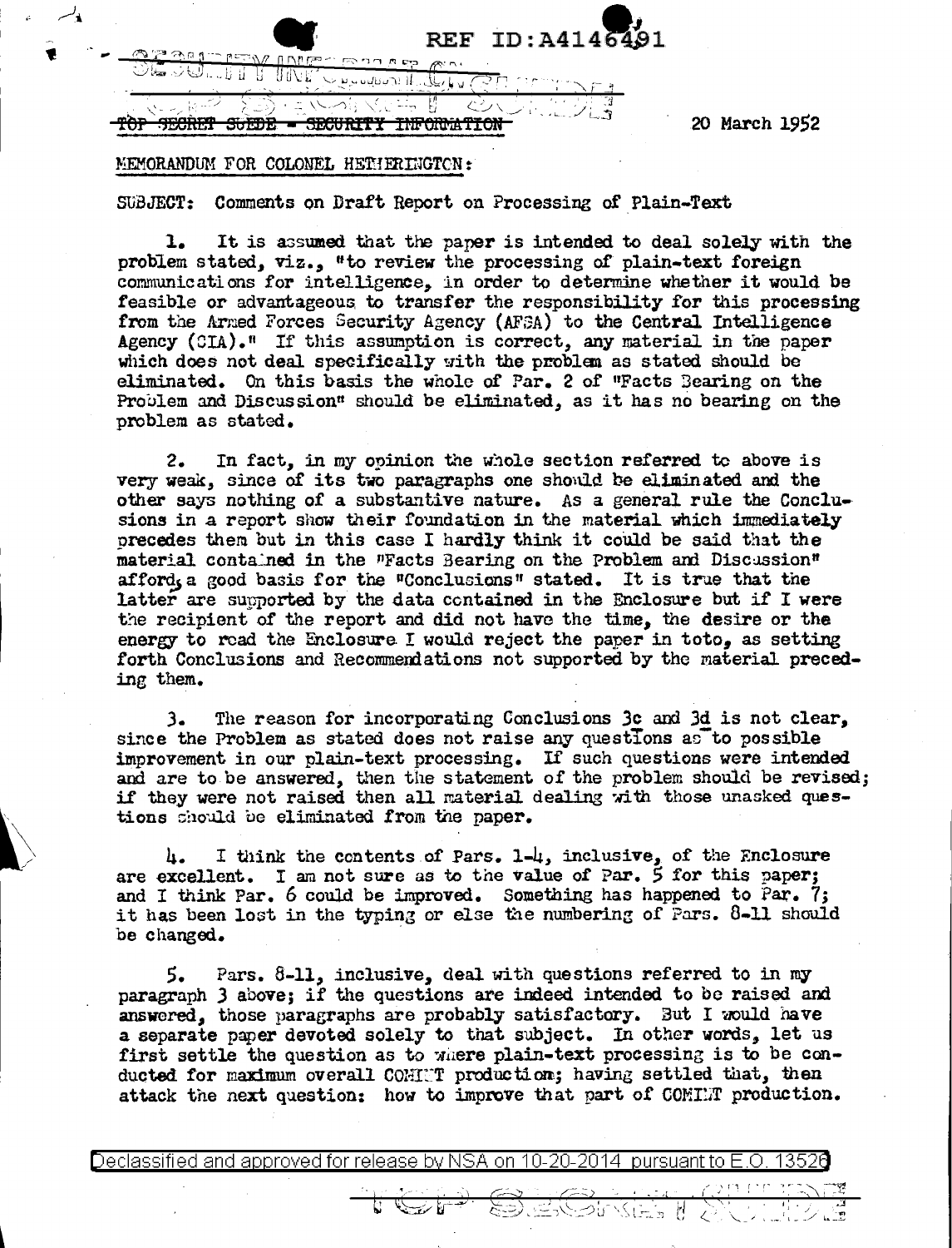REF ID:A4146491

~~TOP SECRET SUEDE - SECURITY INFORMATION~~

20 March 1952

MEMORANDUM FOR COLONEL HETHERINGTON:

SUBJECT: Comments on Draft Report on Processing of Plain-Text

1. It is assumed that the paper is intended to deal solely with the problem stated, viz., "to review the processing of plain-text foreign communications for intelligence, in order to determine whether it would be feasible or advantageous to transfer the responsibility for this processing from the Armed Forces Security Agency (AFSA) to the Central Intelligence Agency (CIA)." If this assumption is correct, any material in the paper which does not deal specifically with the problem as stated should be eliminated. On this basis the whole of Par. 2 of "Facts Bearing on the Problem and Discussion" should be eliminated, as it has no bearing on the problem as stated.

2. In fact, in my opinion the whole section referred to above is very weak, since of its two paragraphs one should be eliminated and the other says nothing of a substantive nature. As a general rule the Conclusions in a report show their foundation in the material which immediately precedes them but in this case I hardly think it could be said that the material contained in the "Facts Bearing on the Problem and Discussion" affords a good basis for the "Conclusions" stated. It is true that the latter are supported by the data contained in the Enclosure but if I were the recipient of the report and did not have the time, the desire or the energy to read the Enclosure I would reject the paper in toto, as setting forth Conclusions and Recommendations not supported by the material preceding them.

3. The reason for incorporating Conclusions 3c and 3d is not clear, since the Problem as stated does not raise any questions as to possible improvement in our plain-text processing. If such questions were intended and are to be answered, then the statement of the problem should be revised; if they were not raised then all material dealing with those unasked questions should be eliminated from the paper.

4. I think the contents of Pars. 1-4, inclusive, of the Enclosure are excellent. I am not sure as to the value of Par. 5 for this paper; and I think Par. 6 could be improved. Something has happened to Par. 7; it has been lost in the typing or else the numbering of Pars. 8-11 should be changed.

5. Pars. 8-11, inclusive, deal with questions referred to in my paragraph 3 above; if the questions are indeed intended to be raised and answered, those paragraphs are probably satisfactory. But I would have a separate paper devoted solely to that subject. In other words, let us first settle the question as to where plain-text processing is to be conducted for maximum overall COMINT production; having settled that, then attack the next question: how to improve that part of COMINT production.

Declassified and approved for release by NSA on 10-20-2014 pursuant to E.O. 13526

TOP SECRET SUEDE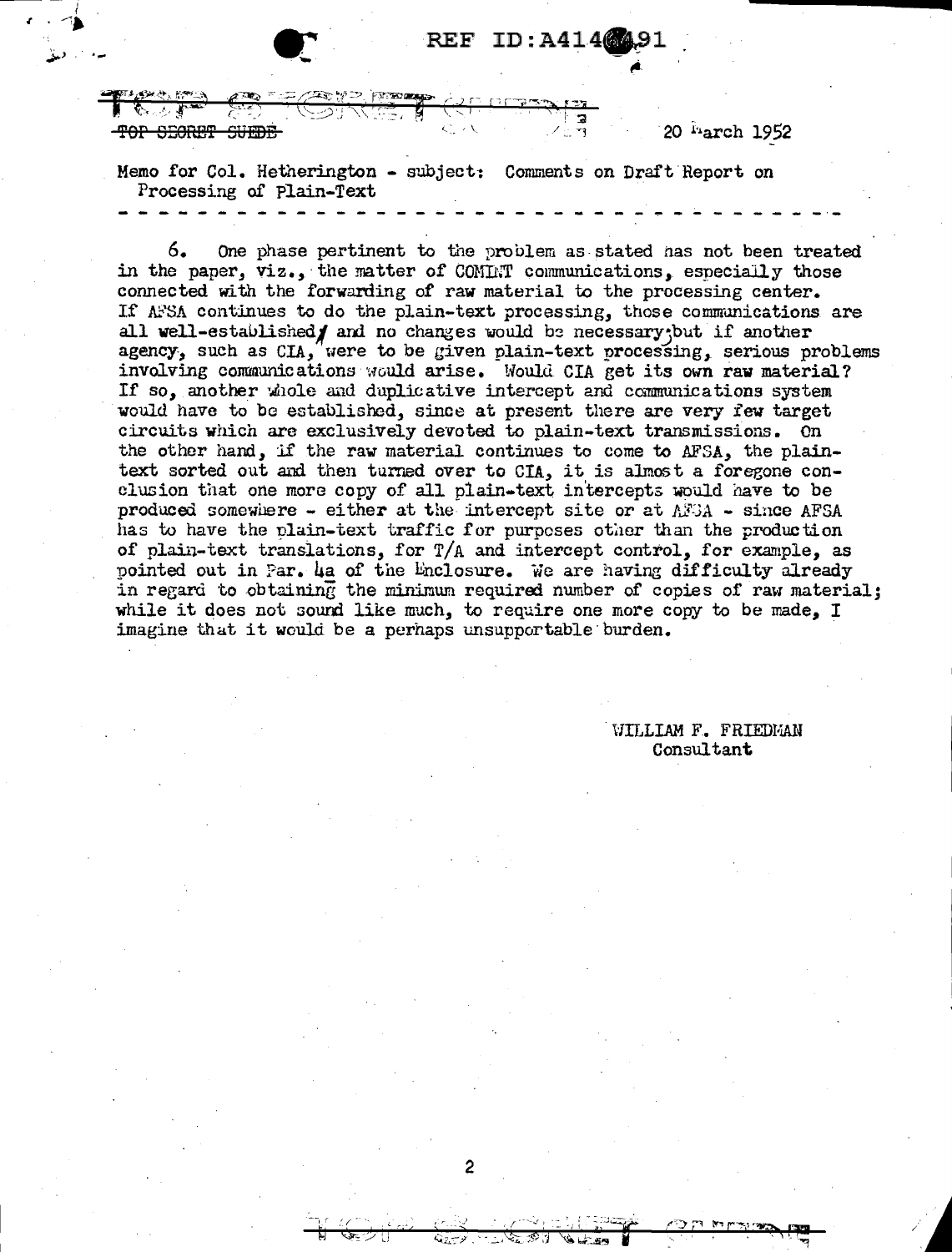TOP SECRET SUEDE

20 March 1952

Memo for Col. Hetherington - subject: Comments on Draft Report on Processing of Plain-Text

- - - - - - - - - - - - - - - - - - - - - - - - - - - - - - - - - - - - - - -

6. One phase pertinent to the problem as stated has not been treated in the paper, viz., the matter of COMINT communications, especially those connected with the forwarding of raw material to the processing center. If AFSA continues to do the plain-text processing, those communications are all well-established and no changes would be necessary; but if another agency, such as CIA, were to be given plain-text processing, serious problems involving communications would arise. Would CIA get its own raw material? If so, another whole and duplicative intercept and communications system would have to be established, since at present there are very few target circuits which are exclusively devoted to plain-text transmissions. On the other hand, if the raw material continues to come to AFSA, the plain-text sorted out and then turned over to CIA, it is almost a foregone conclusion that one more copy of all plain-text intercepts would have to be produced somewhere - either at the intercept site or at AFSA - since AFSA has to have the plain-text traffic for purposes other than the production of plain-text translations, for T/A and intercept control, for example, as pointed out in Par. 4a of the Enclosure. We are having difficulty already in regard to obtaining the minimum required number of copies of raw material; while it does not sound like much, to require one more copy to be made, I imagine that it would be a perhaps unsupportable burden.

WILLIAM F. FRIEDMAN
Consultant